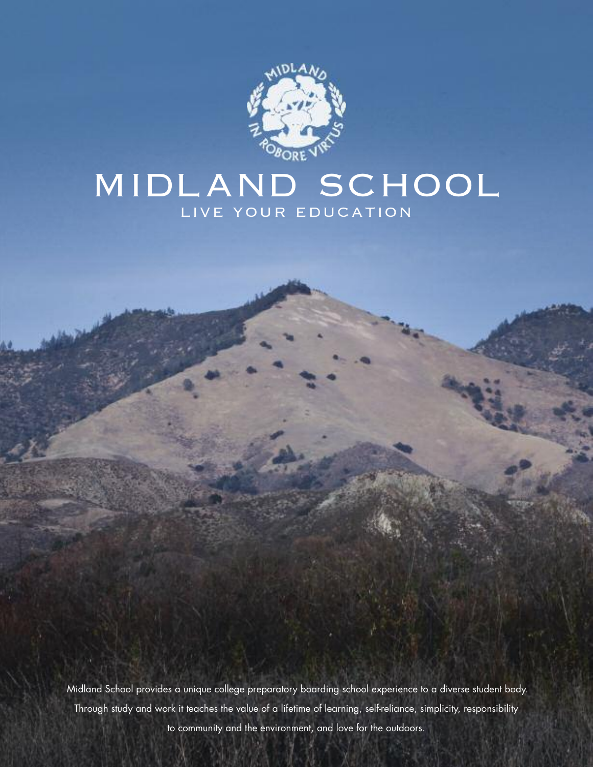# MIDLAND SCHOOL

## LIVE YOUR EDUCATION

Midland School provides a unique college preparatory boarding school experience to a diverse student body. Through study and work it teaches the value of a lifetime of learning, self-reliance, simplicity, responsibility to community and the environment, and love for the outdoors.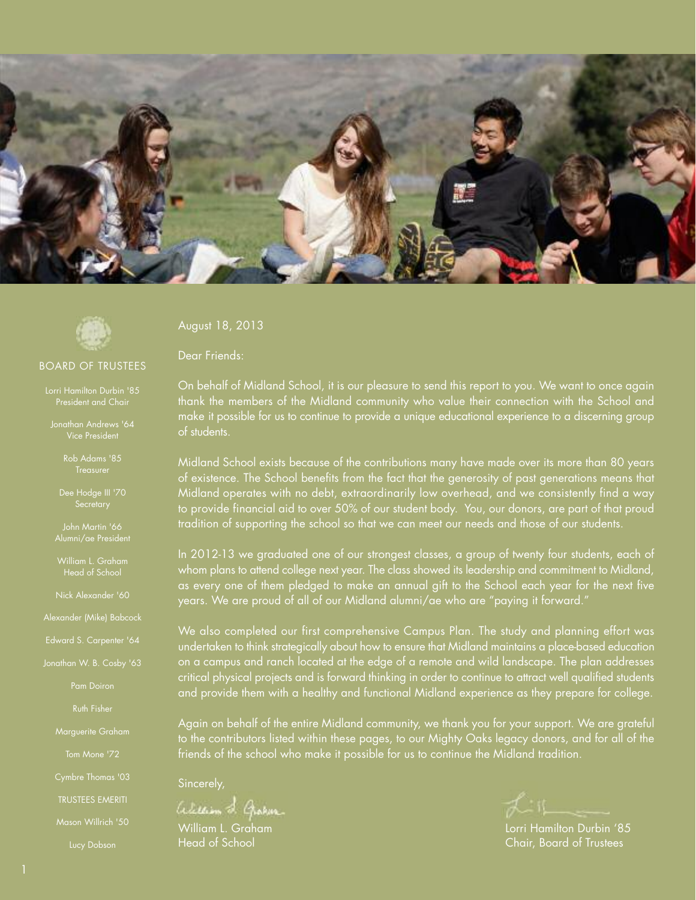## BOARD OF TRUSTEES

Lorri Hamilton Durbin '85
President and Chair

Jonathan Andrews '64
Vice President

Rob Adams '85
Treasurer

Dee Hodge III '70
Secretary

John Martin '66
Alumni/ae President

William L. Graham
Head of School

Nick Alexander '60

Alexander (Mike) Babcock

Edward S. Carpenter '64

Jonathan W. B. Cosby '63

Pam Doiron

Ruth Fisher

Marguerite Graham

Tom Mone '72

Cymbre Thomas '03

TRUSTEES EMERITI

Mason Willrich '50

Lucy Dobson

August 18, 2013

Dear Friends:

On behalf of Midland School, it is our pleasure to send this report to you. We want to once again thank the members of the Midland community who value their connection with the School and make it possible for us to continue to provide a unique educational experience to a discerning group of students.

Midland School exists because of the contributions many have made over its more than 80 years of existence. The School benefits from the fact that the generosity of past generations means that Midland operates with no debt, extraordinarily low overhead, and we consistently find a way to provide financial aid to over 50% of our student body. You, our donors, are part of that proud tradition of supporting the school so that we can meet our needs and those of our students.

In 2012-13 we graduated one of our strongest classes, a group of twenty four students, each of whom plans to attend college next year. The class showed its leadership and commitment to Midland, as every one of them pledged to make an annual gift to the School each year for the next five years. We are proud of all of our Midland alumni/ae who are "paying it forward."

We also completed our first comprehensive Campus Plan. The study and planning effort was undertaken to think strategically about how to ensure that Midland maintains a place-based education on a campus and ranch located at the edge of a remote and wild landscape. The plan addresses critical physical projects and is forward thinking in order to continue to attract well qualified students and provide them with a healthy and functional Midland experience as they prepare for college.

Again on behalf of the entire Midland community, we thank you for your support. We are grateful to the contributors listed within these pages, to our Mighty Oaks legacy donors, and for all of the friends of the school who make it possible for us to continue the Midland tradition.

Sincerely,

William L. Graham
Head of School

Lorri Hamilton Durbin '85
Chair, Board of Trustees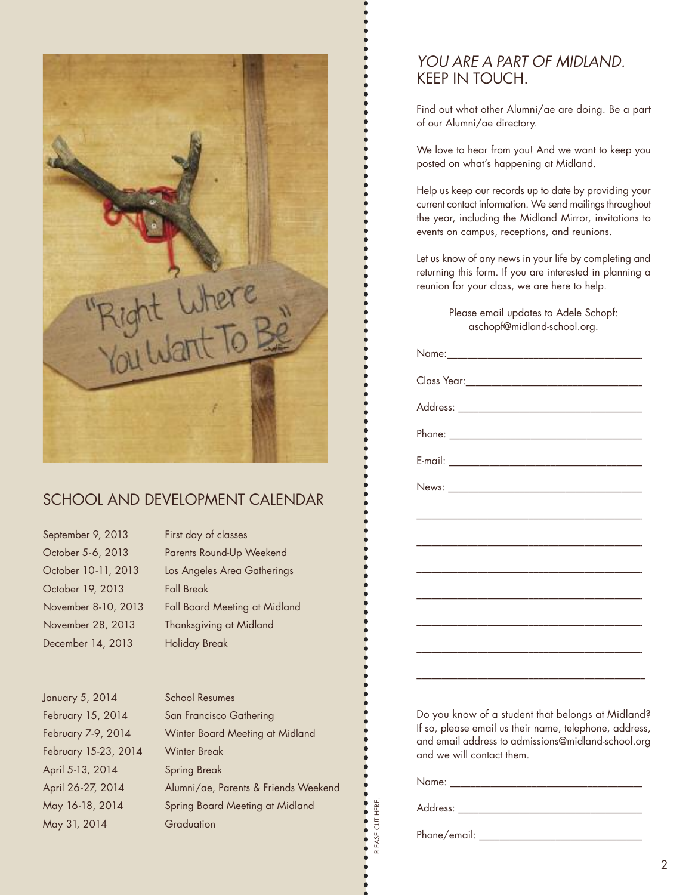## SCHOOL AND DEVELOPMENT CALENDAR

| | |
|---|---|
| September 9, 2013 | First day of classes |
| October 5-6, 2013 | Parents Round-Up Weekend |
| October 10-11, 2013 | Los Angeles Area Gatherings |
| October 19, 2013 | Fall Break |
| November 8-10, 2013 | Fall Board Meeting at Midland |
| November 28, 2013 | Thanksgiving at Midland |
| December 14, 2013 | Holiday Break |

| | |
|---|---|
| January 5, 2014 | School Resumes |
| February 15, 2014 | San Francisco Gathering |
| February 7-9, 2014 | Winter Board Meeting at Midland |
| February 15-23, 2014 | Winter Break |
| April 5-13, 2014 | Spring Break |
| April 26-27, 2014 | Alumni/ae, Parents & Friends Weekend |
| May 16-18, 2014 | Spring Board Meeting at Midland |
| May 31, 2014 | Graduation |

PLEASE CUT HERE.

## *YOU ARE A PART OF MIDLAND.* KEEP IN TOUCH.

Find out what other Alumni/ae are doing. Be a part of our Alumni/ae directory.

We love to hear from you! And we want to keep you posted on what's happening at Midland.

Help us keep our records up to date by providing your current contact information. We send mailings throughout the year, including the Midland Mirror, invitations to events on campus, receptions, and reunions.

Let us know of any news in your life by completing and returning this form. If you are interested in planning a reunion for your class, we are here to help.

Please email updates to Adele Schopf: aschopf@midland-school.org.

Name:___________________________________

Class Year:_______________________________

Address: ________________________________

Phone: _________________________________

E-mail: _________________________________

News: __________________________________

________________________________________

________________________________________

________________________________________

________________________________________

________________________________________

________________________________________

________________________________________

Do you know of a student that belongs at Midland? If so, please email us their name, telephone, address, and email address to admissions@midland-school.org and we will contact them.

Name: __________________________________

Address: ________________________________

Phone/email: _____________________________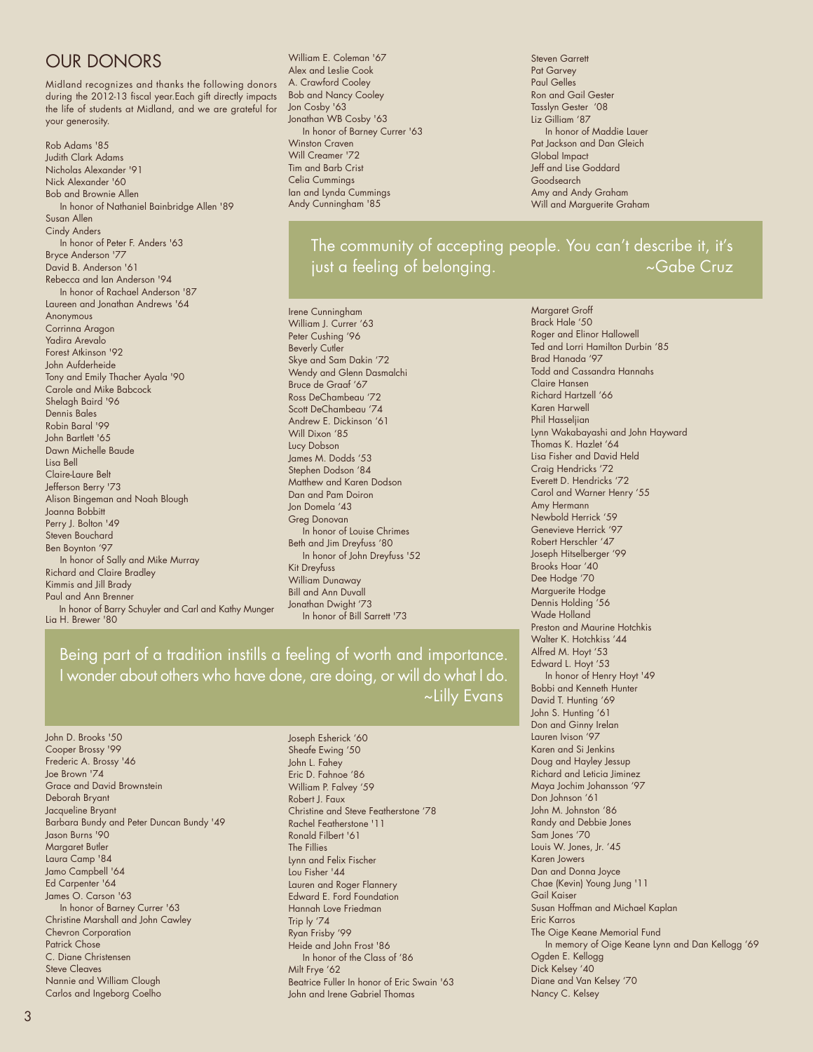## OUR DONORS

Midland recognizes and thanks the following donors during the 2012-13 fiscal year.Each gift directly impacts the life of students at Midland, and we are grateful for your generosity.

Rob Adams '85
Judith Clark Adams
Nicholas Alexander '91
Nick Alexander '60
Bob and Brownie Allen
  In honor of Nathaniel Bainbridge Allen '89
Susan Allen
Cindy Anders
  In honor of Peter F. Anders '63
Bryce Anderson '77
David B. Anderson '61
Rebecca and Ian Anderson '94
  In honor of Rachael Anderson '87
Laureen and Jonathan Andrews '64
Anonymous
Corrinna Aragon
Yadira Arevalo
Forest Atkinson '92
John Aufderheide
Tony and Emily Thacher Ayala '90
Carole and Mike Babcock
Shelagh Baird '96
Dennis Bales
Robin Baral '99
John Bartlett '65
Dawn Michelle Baude
Lisa Bell
Claire-Laure Belt
Jefferson Berry '73
Alison Bingeman and Noah Blough
Joanna Bobbitt
Perry J. Bolton '49
Steven Bouchard
Ben Boynton '97
  In honor of Sally and Mike Murray
Richard and Claire Bradley
Kimmis and Jill Brady
Paul and Ann Brenner
  In honor of Barry Schuyler and Carl and Kathy Munger
Lia H. Brewer '80

William E. Coleman '67
Alex and Leslie Cook
A. Crawford Cooley
Bob and Nancy Cooley
Jon Cosby '63
Jonathan WB Cosby '63
  In honor of Barney Currer '63
Winston Craven
Will Creamer '72
Tim and Barb Crist
Celia Cummings
Ian and Lynda Cummings
Andy Cunningham '85

Steven Garrett
Pat Garvey
Paul Gelles
Ron and Gail Gester
Tasslyn Gester '08
Liz Gilliam '87
  In honor of Maddie Lauer
Pat Jackson and Dan Gleich
Global Impact
Jeff and Lise Goddard
Goodsearch
Amy and Andy Graham
Will and Marguerite Graham

> The community of accepting people. You can't describe it, it's just a feeling of belonging. ~Gabe Cruz

Irene Cunningham
William J. Currer '63
Peter Cushing '96
Beverly Cutler
Skye and Sam Dakin '72
Wendy and Glenn Dasmalchi
Bruce de Graaf '67
Ross DeChambeau '72
Scott DeChambeau '74
Andrew E. Dickinson '61
Will Dixon '85
Lucy Dobson
James M. Dodds '53
Stephen Dodson '84
Matthew and Karen Dodson
Dan and Pam Doiron
Jon Domela '43
Greg Donovan
  In honor of Louise Chrimes
Beth and Jim Dreyfuss '80
  In honor of John Dreyfuss '52
Kit Dreyfuss
William Dunaway
Bill and Ann Duvall
Jonathan Dwight '73
  In honor of Bill Sarrett '73

Margaret Groff
Brack Hale '50
Roger and Elinor Hallowell
Ted and Lorri Hamilton Durbin '85
Brad Hanada '97
Todd and Cassandra Hannahs
Claire Hansen
Richard Hartzell '66
Karen Harwell
Phil Hasseljian
Lynn Wakabayashi and John Hayward
Thomas K. Hazlet '64
Lisa Fisher and David Held
Craig Hendricks '72
Everett D. Hendricks '72
Carol and Warner Henry '55
Amy Hermann
Newbold Herrick '59
Genevieve Herrick '97
Robert Herschler '47
Joseph Hitselberger '99
Brooks Hoar '40
Dee Hodge '70
Marguerite Hodge
Dennis Holding '56
Wade Holland
Preston and Maurine Hotchkis
Walter K. Hotchkiss '44
Alfred M. Hoyt '53
Edward L. Hoyt '53
  In honor of Henry Hoyt '49
Bobbi and Kenneth Hunter
David T. Hunting '69
John S. Hunting '61
Don and Ginny Irelan
Lauren Ivison '97
Karen and Si Jenkins
Doug and Hayley Jessup
Richard and Leticia Jiminez
Maya Jochim Johansson '97
Don Johnson '61
John M. Johnston '86
Randy and Debbie Jones
Sam Jones '70
Louis W. Jones, Jr. '45
Karen Jowers
Dan and Donna Joyce
Chae (Kevin) Young Jung '11
Gail Kaiser
Susan Hoffman and Michael Kaplan
Eric Karros
The Oige Keane Memorial Fund
  In memory of Oige Keane Lynn and Dan Kellogg '69
Ogden E. Kellogg
Dick Kelsey '40
Diane and Van Kelsey '70
Nancy C. Kelsey

> Being part of a tradition instills a feeling of worth and importance. I wonder about others who have done, are doing, or will do what I do. ~Lilly Evans

John D. Brooks '50
Cooper Brossy '99
Frederic A. Brossy '46
Joe Brown '74
Grace and David Brownstein
Deborah Bryant
Jacqueline Bryant
Barbara Bundy and Peter Duncan Bundy '49
Jason Burns '90
Margaret Butler
Laura Camp '84
Jamo Campbell '64
Ed Carpenter '64
James O. Carson '63
  In honor of Barney Currer '63
Christine Marshall and John Cawley
Chevron Corporation
Patrick Chose
C. Diane Christensen
Steve Cleaves
Nannie and William Clough
Carlos and Ingeborg Coelho

Joseph Esherick '60
Sheafe Ewing '50
John L. Fahey
Eric D. Fahnoe '86
William P. Falvey '59
Robert J. Faux
Christine and Steve Featherstone '78
Rachel Featherstone '11
Ronald Filbert '61
The Fillies
Lynn and Felix Fischer
Lou Fisher '44
Lauren and Roger Flannery
Edward E. Ford Foundation
Hannah Love Friedman
Trip Ily '74
Ryan Frisby '99
Heide and John Frost '86
  In honor of the Class of '86
Milt Frye '62
Beatrice Fuller In honor of Eric Swain '63
John and Irene Gabriel Thomas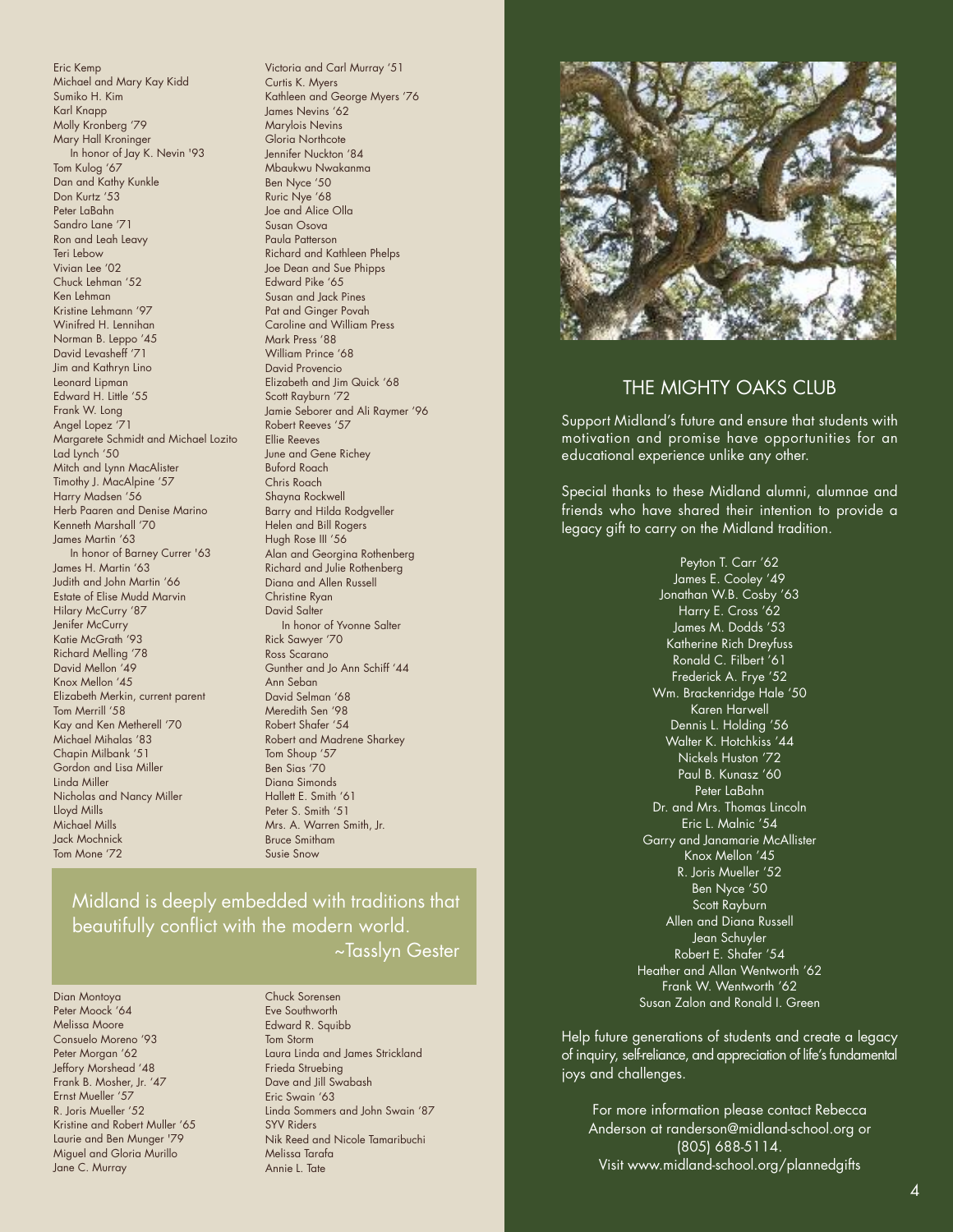Eric Kemp
Michael and Mary Kay Kidd
Sumiko H. Kim
Karl Knapp
Molly Kronberg '79
Mary Hall Kroninger
In honor of Jay K. Nevin '93
Tom Kulog '67
Dan and Kathy Kunkle
Don Kurtz '53
Peter LaBahn
Sandro Lane '71
Ron and Leah Leavy
Teri Lebow
Vivian Lee '02
Chuck Lehman '52
Ken Lehman
Kristine Lehmann '97
Winifred H. Lennihan
Norman B. Leppo '45
David Levasheff '71
Jim and Kathryn Lino
Leonard Lipman
Edward H. Little '55
Frank W. Long
Angel Lopez '71
Margarete Schmidt and Michael Lozito
Lad Lynch '50
Mitch and Lynn MacAlister
Timothy J. MacAlpine '57
Harry Madsen '56
Herb Paaren and Denise Marino
Kenneth Marshall '70
James Martin '63
In honor of Barney Currer '63
James H. Martin '63
Judith and John Martin '66
Estate of Elise Mudd Marvin
Hilary McCurry '87
Jenifer McCurry
Katie McGrath '93
Richard Melling '78
David Mellon '49
Knox Mellon '45
Elizabeth Merkin, current parent
Tom Merrill '58
Kay and Ken Metherell '70
Michael Mihalas '83
Chapin Milbank '51
Gordon and Lisa Miller
Linda Miller
Nicholas and Nancy Miller
Lloyd Mills
Michael Mills
Jack Mochnick
Tom Mone '72
Victoria and Carl Murray '51
Curtis K. Myers
Kathleen and George Myers '76
James Nevins '62
Marylois Nevins
Gloria Northcote
Jennifer Nuckton '84
Mbaukwu Nwakanma
Ben Nyce '50
Ruric Nye '68
Joe and Alice Olla
Susan Osova
Paula Patterson
Richard and Kathleen Phelps
Joe Dean and Sue Phipps
Edward Pike '65
Susan and Jack Pines
Pat and Ginger Povah
Caroline and William Press
Mark Press '88
William Prince '68
David Provencio
Elizabeth and Jim Quick '68
Scott Rayburn '72
Jamie Seborer and Ali Raymer '96
Robert Reeves '57
Ellie Reeves
June and Gene Richey
Buford Roach
Chris Roach
Shayna Rockwell
Barry and Hilda Rodgveller
Helen and Bill Rogers
Hugh Rose III '56
Alan and Georgina Rothenberg
Richard and Julie Rothenberg
Diana and Allen Russell
Christine Ryan
David Salter
In honor of Yvonne Salter
Rick Sawyer '70
Ross Scarano
Gunther and Jo Ann Schiff '44
Ann Seban
David Selman '68
Meredith Sen '98
Robert Shafer '54
Robert and Madrene Sharkey
Tom Shoup '57
Ben Sias '70
Diana Simonds
Hallett E. Smith '61
Peter S. Smith '51
Mrs. A. Warren Smith, Jr.
Bruce Smitham
Susie Snow

> Midland is deeply embedded with traditions that beautifully conflict with the modern world.
> ~Tasslyn Gester

Dian Montoya
Peter Moock '64
Melissa Moore
Consuelo Moreno '93
Peter Morgan '62
Jeffory Morshead '48
Frank B. Mosher, Jr. '47
Ernst Mueller '57
R. Joris Mueller '52
Kristine and Robert Muller '65
Laurie and Ben Munger '79
Miguel and Gloria Murillo
Jane C. Murray
Chuck Sorensen
Eve Southworth
Edward R. Squibb
Tom Storm
Laura Linda and James Strickland
Frieda Struebing
Dave and Jill Swabash
Eric Swain '63
Linda Sommers and John Swain '87
SYV Riders
Nik Reed and Nicole Tamaribuchi
Melissa Tarafa
Annie L. Tate

## THE MIGHTY OAKS CLUB

Support Midland's future and ensure that students with motivation and promise have opportunities for an educational experience unlike any other.

Special thanks to these Midland alumni, alumnae and friends who have shared their intention to provide a legacy gift to carry on the Midland tradition.

Peyton T. Carr '62
James E. Cooley '49
Jonathan W.B. Cosby '63
Harry E. Cross '62
James M. Dodds '53
Katherine Rich Dreyfuss
Ronald C. Filbert '61
Frederick A. Frye '52
Wm. Brackenridge Hale '50
Karen Harwell
Dennis L. Holding '56
Walter K. Hotchkiss '44
Nickels Huston '72
Paul B. Kunasz '60
Peter LaBahn
Dr. and Mrs. Thomas Lincoln
Eric L. Malnic '54
Garry and Janamarie McAllister
Knox Mellon '45
R. Joris Mueller '52
Ben Nyce '50
Scott Rayburn
Allen and Diana Russell
Jean Schuyler
Robert E. Shafer '54
Heather and Allan Wentworth '62
Frank W. Wentworth '62
Susan Zalon and Ronald I. Green

Help future generations of students and create a legacy of inquiry, self-reliance, and appreciation of life's fundamental joys and challenges.

For more information please contact Rebecca Anderson at randerson@midland-school.org or (805) 688-5114.
Visit www.midland-school.org/plannedgifts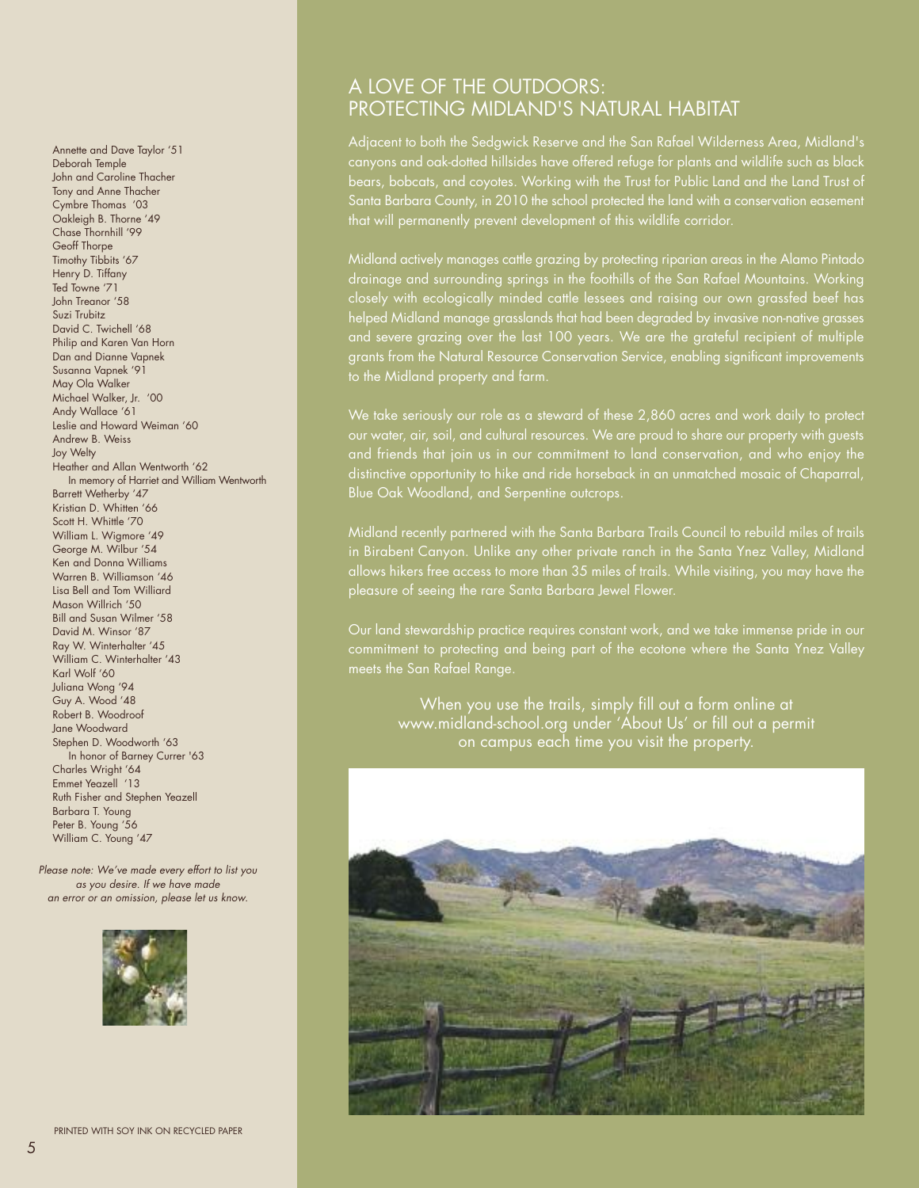Annette and Dave Taylor '51
Deborah Temple
John and Caroline Thacher
Tony and Anne Thacher
Cymbre Thomas '03
Oakleigh B. Thorne '49
Chase Thornhill '99
Geoff Thorpe
Timothy Tibbits '67
Henry D. Tiffany
Ted Towne '71
John Treanor '58
Suzi Trubitz
David C. Twichell '68
Philip and Karen Van Horn
Dan and Dianne Vapnek
Susanna Vapnek '91
May Ola Walker
Michael Walker, Jr. '00
Andy Wallace '61
Leslie and Howard Weiman '60
Andrew B. Weiss
Joy Welty
Heather and Allan Wentworth '62
In memory of Harriet and William Wentworth
Barrett Wetherby '47
Kristian D. Whitten '66
Scott H. Whittle '70
William L. Wigmore '49
George M. Wilbur '54
Ken and Donna Williams
Warren B. Williamson '46
Lisa Bell and Tom Williard
Mason Willrich '50
Bill and Susan Wilmer '58
David M. Winsor '87
Ray W. Winterhalter '45
William C. Winterhalter '43
Karl Wolf '60
Juliana Wong '94
Guy A. Wood '48
Robert B. Woodroof
Jane Woodward
Stephen D. Woodworth '63
In honor of Barney Currer '63
Charles Wright '64
Emmet Yeazell '13
Ruth Fisher and Stephen Yeazell
Barbara T. Young
Peter B. Young '56
William C. Young '47

*Please note: We've made every effort to list you as you desire. If we have made an error or an omission, please let us know.*

PRINTED WITH SOY INK ON RECYCLED PAPER

# A LOVE OF THE OUTDOORS: PROTECTING MIDLAND'S NATURAL HABITAT

Adjacent to both the Sedgwick Reserve and the San Rafael Wilderness Area, Midland's canyons and oak-dotted hillsides have offered refuge for plants and wildlife such as black bears, bobcats, and coyotes. Working with the Trust for Public Land and the Land Trust of Santa Barbara County, in 2010 the school protected the land with a conservation easement that will permanently prevent development of this wildlife corridor.

Midland actively manages cattle grazing by protecting riparian areas in the Alamo Pintado drainage and surrounding springs in the foothills of the San Rafael Mountains. Working closely with ecologically minded cattle lessees and raising our own grassfed beef has helped Midland manage grasslands that had been degraded by invasive non-native grasses and severe grazing over the last 100 years. We are the grateful recipient of multiple grants from the Natural Resource Conservation Service, enabling significant improvements to the Midland property and farm.

We take seriously our role as a steward of these 2,860 acres and work daily to protect our water, air, soil, and cultural resources. We are proud to share our property with guests and friends that join us in our commitment to land conservation, and who enjoy the distinctive opportunity to hike and ride horseback in an unmatched mosaic of Chaparral, Blue Oak Woodland, and Serpentine outcrops.

Midland recently partnered with the Santa Barbara Trails Council to rebuild miles of trails in Birabent Canyon. Unlike any other private ranch in the Santa Ynez Valley, Midland allows hikers free access to more than 35 miles of trails. While visiting, you may have the pleasure of seeing the rare Santa Barbara Jewel Flower.

Our land stewardship practice requires constant work, and we take immense pride in our commitment to protecting and being part of the ecotone where the Santa Ynez Valley meets the San Rafael Range.

When you use the trails, simply fill out a form online at www.midland-school.org under 'About Us' or fill out a permit on campus each time you visit the property.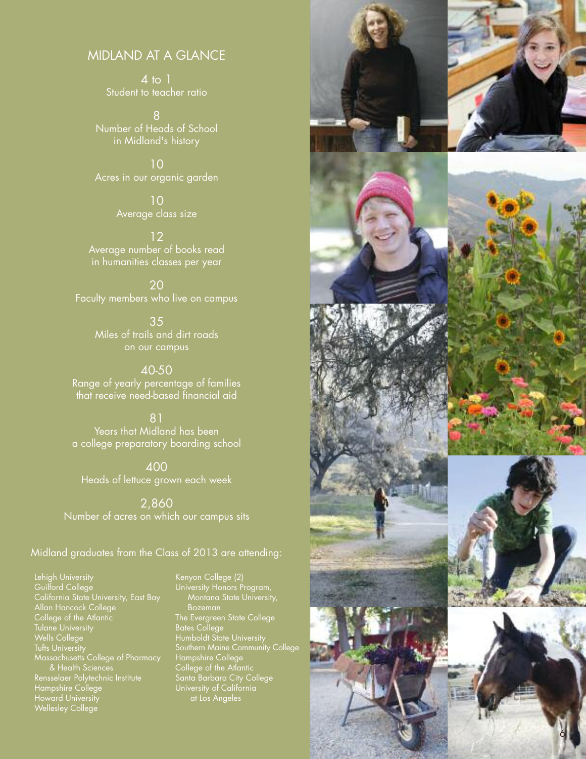## MIDLAND AT A GLANCE

**4 to 1**
Student to teacher ratio

**8**
Number of Heads of School in Midland's history

**10**
Acres in our organic garden

**10**
Average class size

**12**
Average number of books read in humanities classes per year

**20**
Faculty members who live on campus

**35**
Miles of trails and dirt roads on our campus

**40-50**
Range of yearly percentage of families that receive need-based financial aid

**81**
Years that Midland has been a college preparatory boarding school

**400**
Heads of lettuce grown each week

**2,860**
Number of acres on which our campus sits

### Midland graduates from the Class of 2013 are attending:

- Lehigh University
- Guilford College
- California State University, East Bay
- Allan Hancock College
- College of the Atlantic
- Tulane University
- Wells College
- Tufts University
- Massachusetts College of Pharmacy & Health Sciences
- Rensselaer Polytechnic Institute
- Hampshire College
- Howard University
- Wellesley College
- Kenyon College (2)
- University Honors Program, Montana State University, Bozeman
- The Evergreen State College
- Bates College
- Humboldt State University
- Southern Maine Community College
- Hampshire College
- College of the Atlantic
- Santa Barbara City College
- University of California at Los Angeles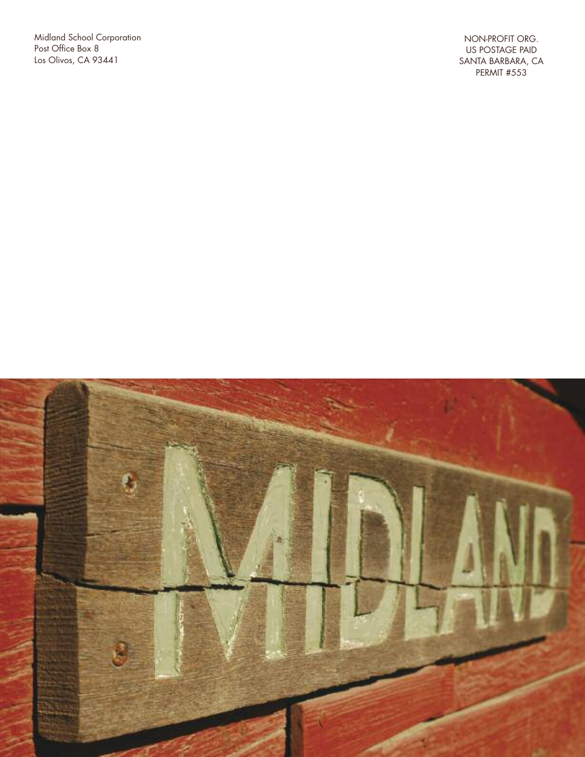Midland School Corporation
Post Office Box 8
Los Olivos, CA 93441

NON-PROFIT ORG.
US POSTAGE PAID
SANTA BARBARA, CA
PERMIT #553